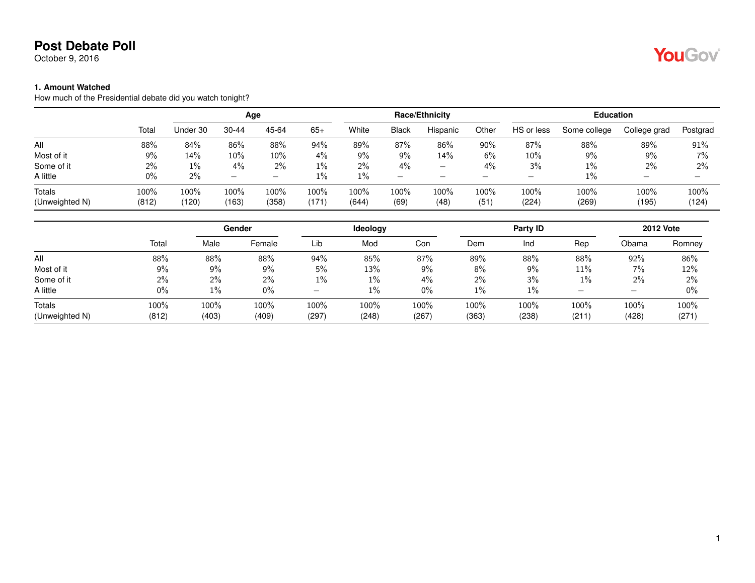# Post Debate Poll

October 9, 2016

### 1. Amount Watched

How much of the Presidential debate did you watch tonight?

| | | Age | | | | Race/Ethnicity | | | | Education | | | |
|---|---|---|---|---|---|---|---|---|---|---|---|---|---|
| | Total | Under 30 | 30-44 | 45-64 | 65+ | White | Black | Hispanic | Other | HS or less | Some college | College grad | Postgrad |
| All | 88% | 84% | 86% | 88% | 94% | 89% | 87% | 86% | 90% | 87% | 88% | 89% | 91% |
| Most of it | 9% | 14% | 10% | 10% | 4% | 9% | 9% | 14% | 6% | 10% | 9% | 9% | 7% |
| Some of it | 2% | 1% | 4% | 2% | 1% | 2% | 4% | – | 4% | 3% | 1% | 2% | 2% |
| A little | 0% | 2% | – | – | 1% | 1% | – | – | – | – | 1% | – | – |
| Totals | 100% | 100% | 100% | 100% | 100% | 100% | 100% | 100% | 100% | 100% | 100% | 100% | 100% |
| (Unweighted N) | (812) | (120) | (163) | (358) | (171) | (644) | (69) | (48) | (51) | (224) | (269) | (195) | (124) |

| | | Gender | | Ideology | | | Party ID | | | 2012 Vote | |
|---|---|---|---|---|---|---|---|---|---|---|---|
| | Total | Male | Female | Lib | Mod | Con | Dem | Ind | Rep | Obama | Romney |
| All | 88% | 88% | 88% | 94% | 85% | 87% | 89% | 88% | 88% | 92% | 86% |
| Most of it | 9% | 9% | 9% | 5% | 13% | 9% | 8% | 9% | 11% | 7% | 12% |
| Some of it | 2% | 2% | 2% | 1% | 1% | 4% | 2% | 3% | 1% | 2% | 2% |
| A little | 0% | 1% | 0% | – | 1% | 0% | 1% | 1% | – | – | 0% |
| Totals | 100% | 100% | 100% | 100% | 100% | 100% | 100% | 100% | 100% | 100% | 100% |
| (Unweighted N) | (812) | (403) | (409) | (297) | (248) | (267) | (363) | (238) | (211) | (428) | (271) |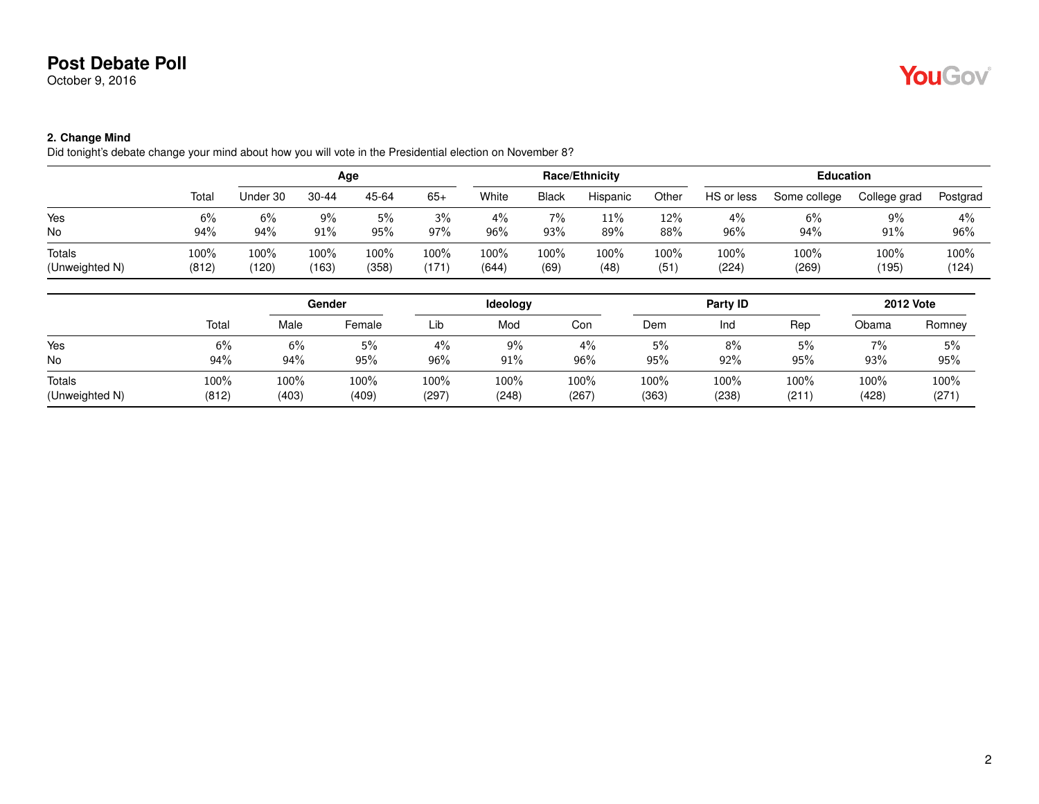# Post Debate Poll

October 9, 2016

### 2. Change Mind

Did tonight's debate change your mind about how you will vote in the Presidential election on November 8?

| | | Age | | | | Race/Ethnicity | | | | Education | | | |
|---|---|---|---|---|---|---|---|---|---|---|---|---|---|
| | Total | Under 30 | 30-44 | 45-64 | 65+ | White | Black | Hispanic | Other | HS or less | Some college | College grad | Postgrad |
| Yes | 6% | 6% | 9% | 5% | 3% | 4% | 7% | 11% | 12% | 4% | 6% | 9% | 4% |
| No | 94% | 94% | 91% | 95% | 97% | 96% | 93% | 89% | 88% | 96% | 94% | 91% | 96% |
| Totals | 100% | 100% | 100% | 100% | 100% | 100% | 100% | 100% | 100% | 100% | 100% | 100% | 100% |
| (Unweighted N) | (812) | (120) | (163) | (358) | (171) | (644) | (69) | (48) | (51) | (224) | (269) | (195) | (124) |

| | | Gender | | Ideology | | | Party ID | | | 2012 Vote | |
|---|---|---|---|---|---|---|---|---|---|---|---|
| | Total | Male | Female | Lib | Mod | Con | Dem | Ind | Rep | Obama | Romney |
| Yes | 6% | 6% | 5% | 4% | 9% | 4% | 5% | 8% | 5% | 7% | 5% |
| No | 94% | 94% | 95% | 96% | 91% | 96% | 95% | 92% | 95% | 93% | 95% |
| Totals | 100% | 100% | 100% | 100% | 100% | 100% | 100% | 100% | 100% | 100% | 100% |
| (Unweighted N) | (812) | (403) | (409) | (297) | (248) | (267) | (363) | (238) | (211) | (428) | (271) |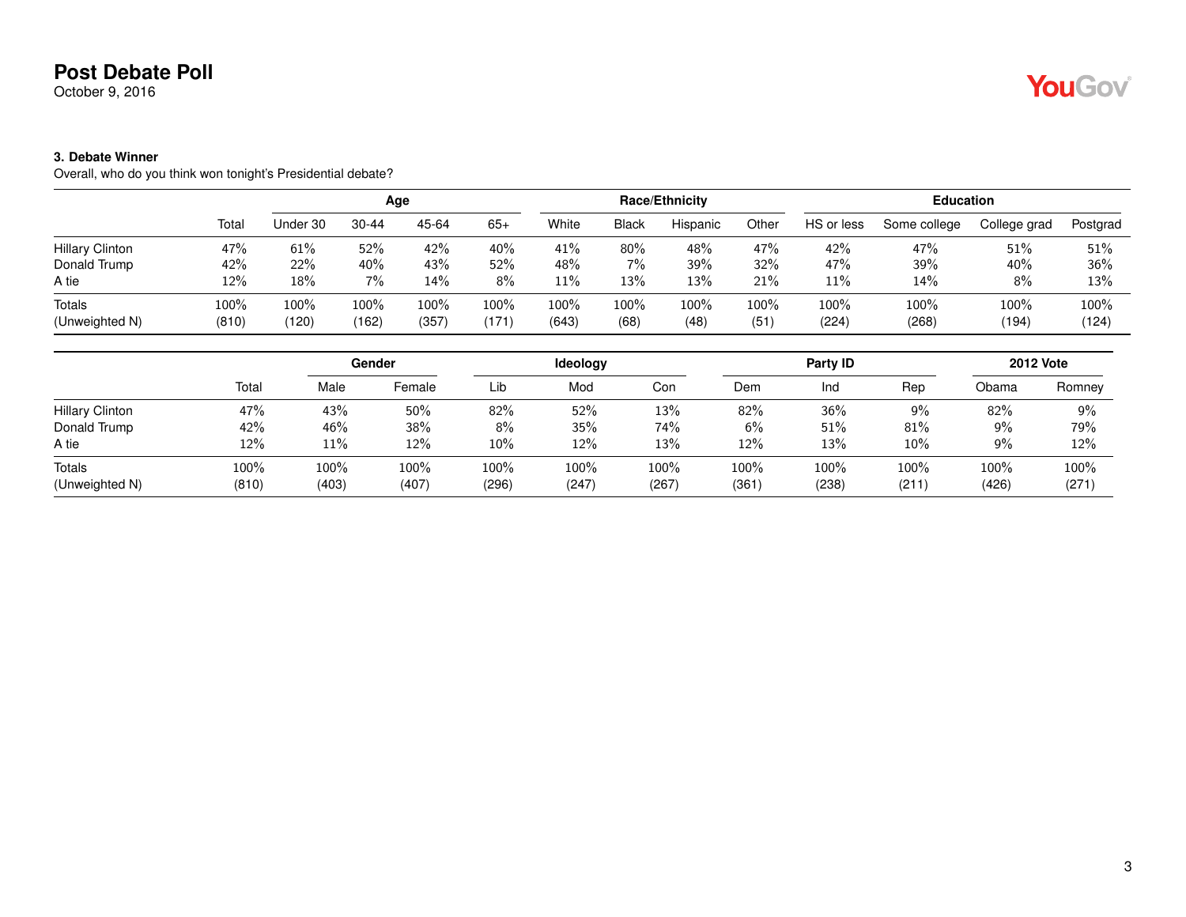# Post Debate Poll

October 9, 2016

### 3. Debate Winner

Overall, who do you think won tonight's Presidential debate?

| | | Age | | | | Race/Ethnicity | | | | Education | | | |
|---|---|---|---|---|---|---|---|---|---|---|---|---|---|
| | Total | Under 30 | 30-44 | 45-64 | 65+ | White | Black | Hispanic | Other | HS or less | Some college | College grad | Postgrad |
| Hillary Clinton | 47% | 61% | 52% | 42% | 40% | 41% | 80% | 48% | 47% | 42% | 47% | 51% | 51% |
| Donald Trump | 42% | 22% | 40% | 43% | 52% | 48% | 7% | 39% | 32% | 47% | 39% | 40% | 36% |
| A tie | 12% | 18% | 7% | 14% | 8% | 11% | 13% | 13% | 21% | 11% | 14% | 8% | 13% |
| Totals | 100% | 100% | 100% | 100% | 100% | 100% | 100% | 100% | 100% | 100% | 100% | 100% | 100% |
| (Unweighted N) | (810) | (120) | (162) | (357) | (171) | (643) | (68) | (48) | (51) | (224) | (268) | (194) | (124) |

| | | Gender | | Ideology | | | Party ID | | | 2012 Vote | |
|---|---|---|---|---|---|---|---|---|---|---|---|
| | Total | Male | Female | Lib | Mod | Con | Dem | Ind | Rep | Obama | Romney |
| Hillary Clinton | 47% | 43% | 50% | 82% | 52% | 13% | 82% | 36% | 9% | 82% | 9% |
| Donald Trump | 42% | 46% | 38% | 8% | 35% | 74% | 6% | 51% | 81% | 9% | 79% |
| A tie | 12% | 11% | 12% | 10% | 12% | 13% | 12% | 13% | 10% | 9% | 12% |
| Totals | 100% | 100% | 100% | 100% | 100% | 100% | 100% | 100% | 100% | 100% | 100% |
| (Unweighted N) | (810) | (403) | (407) | (296) | (247) | (267) | (361) | (238) | (211) | (426) | (271) |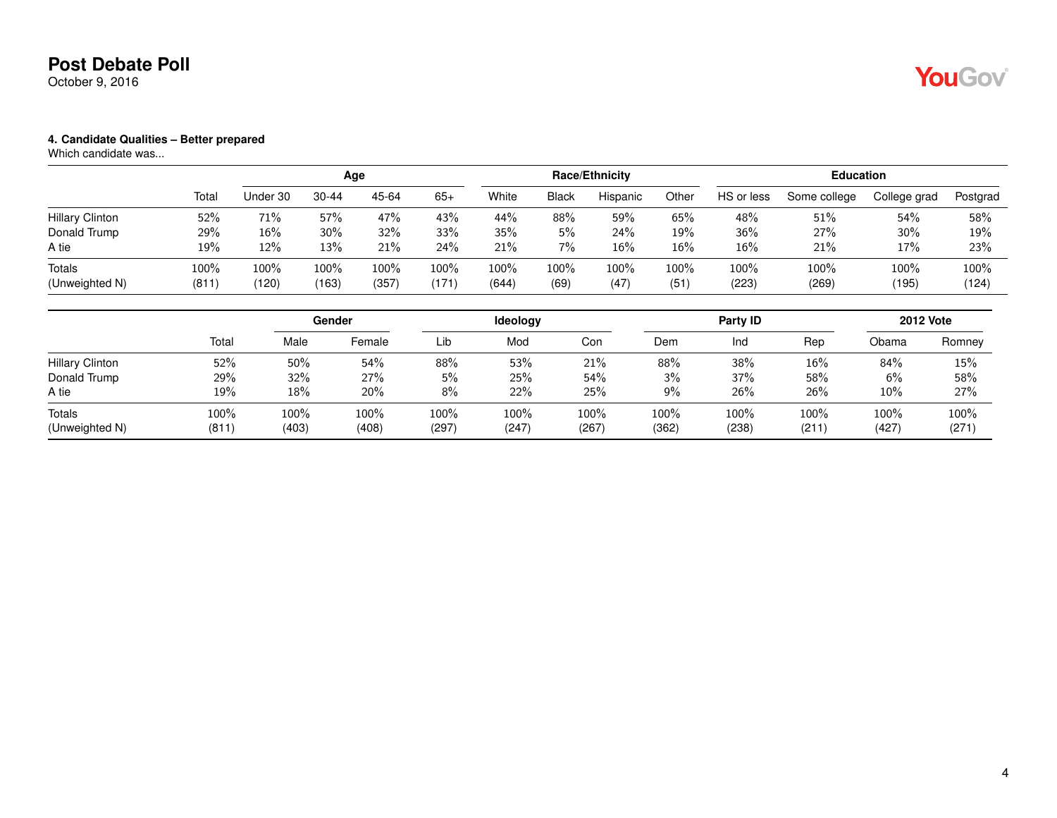**Post Debate Poll**
October 9, 2016

**4. Candidate Qualities – Better prepared**
Which candidate was...

| | | Age | | | | Race/Ethnicity | | | | Education | | | |
|---|---|---|---|---|---|---|---|---|---|---|---|---|---|
| | Total | Under 30 | 30-44 | 45-64 | 65+ | White | Black | Hispanic | Other | HS or less | Some college | College grad | Postgrad |
| Hillary Clinton | 52% | 71% | 57% | 47% | 43% | 44% | 88% | 59% | 65% | 48% | 51% | 54% | 58% |
| Donald Trump | 29% | 16% | 30% | 32% | 33% | 35% | 5% | 24% | 19% | 36% | 27% | 30% | 19% |
| A tie | 19% | 12% | 13% | 21% | 24% | 21% | 7% | 16% | 16% | 16% | 21% | 17% | 23% |
| Totals | 100% | 100% | 100% | 100% | 100% | 100% | 100% | 100% | 100% | 100% | 100% | 100% | 100% |
| (Unweighted N) | (811) | (120) | (163) | (357) | (171) | (644) | (69) | (47) | (51) | (223) | (269) | (195) | (124) |

| | | Gender | | Ideology | | | Party ID | | | 2012 Vote | |
|---|---|---|---|---|---|---|---|---|---|---|---|
| | Total | Male | Female | Lib | Mod | Con | Dem | Ind | Rep | Obama | Romney |
| Hillary Clinton | 52% | 50% | 54% | 88% | 53% | 21% | 88% | 38% | 16% | 84% | 15% |
| Donald Trump | 29% | 32% | 27% | 5% | 25% | 54% | 3% | 37% | 58% | 6% | 58% |
| A tie | 19% | 18% | 20% | 8% | 22% | 25% | 9% | 26% | 26% | 10% | 27% |
| Totals | 100% | 100% | 100% | 100% | 100% | 100% | 100% | 100% | 100% | 100% | 100% |
| (Unweighted N) | (811) | (403) | (408) | (297) | (247) | (267) | (362) | (238) | (211) | (427) | (271) |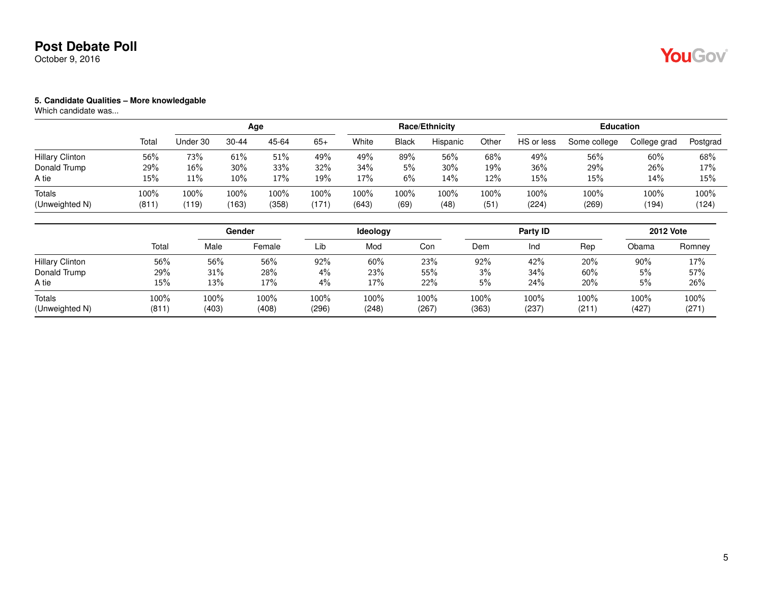# Post Debate Poll

October 9, 2016

**5. Candidate Qualities – More knowledgable**

Which candidate was...

| | | Age | | | | Race/Ethnicity | | | | Education | | | |
|---|---|---|---|---|---|---|---|---|---|---|---|---|---|
| | Total | Under 30 | 30-44 | 45-64 | 65+ | White | Black | Hispanic | Other | HS or less | Some college | College grad | Postgrad |
| Hillary Clinton | 56% | 73% | 61% | 51% | 49% | 49% | 89% | 56% | 68% | 49% | 56% | 60% | 68% |
| Donald Trump | 29% | 16% | 30% | 33% | 32% | 34% | 5% | 30% | 19% | 36% | 29% | 26% | 17% |
| A tie | 15% | 11% | 10% | 17% | 19% | 17% | 6% | 14% | 12% | 15% | 15% | 14% | 15% |
| Totals | 100% | 100% | 100% | 100% | 100% | 100% | 100% | 100% | 100% | 100% | 100% | 100% | 100% |
| (Unweighted N) | (811) | (119) | (163) | (358) | (171) | (643) | (69) | (48) | (51) | (224) | (269) | (194) | (124) |

| | | Gender | | Ideology | | | Party ID | | | 2012 Vote | |
|---|---|---|---|---|---|---|---|---|---|---|---|
| | Total | Male | Female | Lib | Mod | Con | Dem | Ind | Rep | Obama | Romney |
| Hillary Clinton | 56% | 56% | 56% | 92% | 60% | 23% | 92% | 42% | 20% | 90% | 17% |
| Donald Trump | 29% | 31% | 28% | 4% | 23% | 55% | 3% | 34% | 60% | 5% | 57% |
| A tie | 15% | 13% | 17% | 4% | 17% | 22% | 5% | 24% | 20% | 5% | 26% |
| Totals | 100% | 100% | 100% | 100% | 100% | 100% | 100% | 100% | 100% | 100% | 100% |
| (Unweighted N) | (811) | (403) | (408) | (296) | (248) | (267) | (363) | (237) | (211) | (427) | (271) |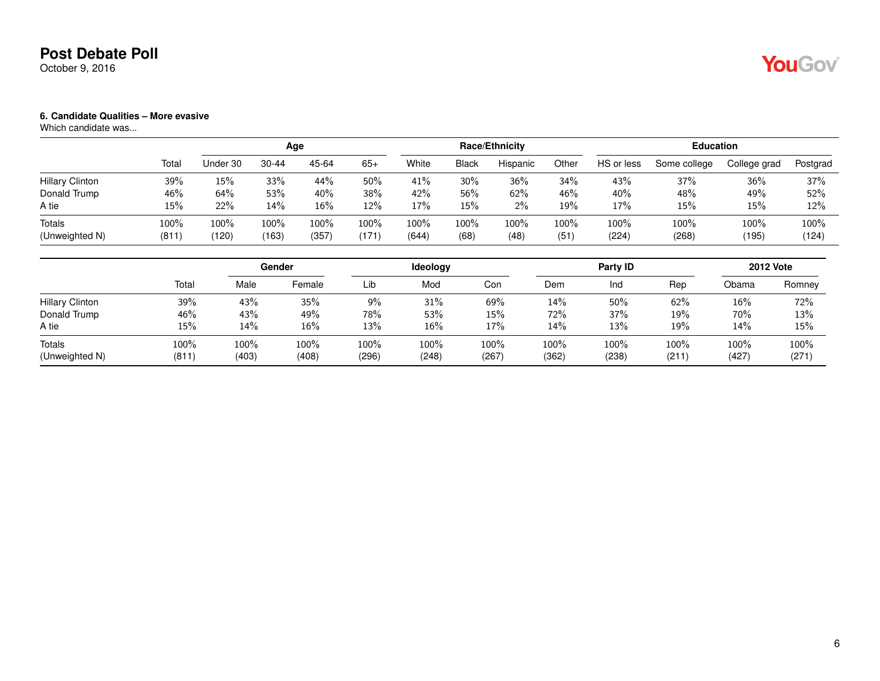# Post Debate Poll

October 9, 2016

### 6. Candidate Qualities – More evasive

Which candidate was...

| | | Age | | | | Race/Ethnicity | | | | Education | | | |
|---|---|---|---|---|---|---|---|---|---|---|---|---|---|
| | Total | Under 30 | 30-44 | 45-64 | 65+ | White | Black | Hispanic | Other | HS or less | Some college | College grad | Postgrad |
| Hillary Clinton | 39% | 15% | 33% | 44% | 50% | 41% | 30% | 36% | 34% | 43% | 37% | 36% | 37% |
| Donald Trump | 46% | 64% | 53% | 40% | 38% | 42% | 56% | 62% | 46% | 40% | 48% | 49% | 52% |
| A tie | 15% | 22% | 14% | 16% | 12% | 17% | 15% | 2% | 19% | 17% | 15% | 15% | 12% |
| Totals | 100% | 100% | 100% | 100% | 100% | 100% | 100% | 100% | 100% | 100% | 100% | 100% | 100% |
| (Unweighted N) | (811) | (120) | (163) | (357) | (171) | (644) | (68) | (48) | (51) | (224) | (268) | (195) | (124) |

| | | Gender | | Ideology | | | Party ID | | | 2012 Vote | |
|---|---|---|---|---|---|---|---|---|---|---|---|
| | Total | Male | Female | Lib | Mod | Con | Dem | Ind | Rep | Obama | Romney |
| Hillary Clinton | 39% | 43% | 35% | 9% | 31% | 69% | 14% | 50% | 62% | 16% | 72% |
| Donald Trump | 46% | 43% | 49% | 78% | 53% | 15% | 72% | 37% | 19% | 70% | 13% |
| A tie | 15% | 14% | 16% | 13% | 16% | 17% | 14% | 13% | 19% | 14% | 15% |
| Totals | 100% | 100% | 100% | 100% | 100% | 100% | 100% | 100% | 100% | 100% | 100% |
| (Unweighted N) | (811) | (403) | (408) | (296) | (248) | (267) | (362) | (238) | (211) | (427) | (271) |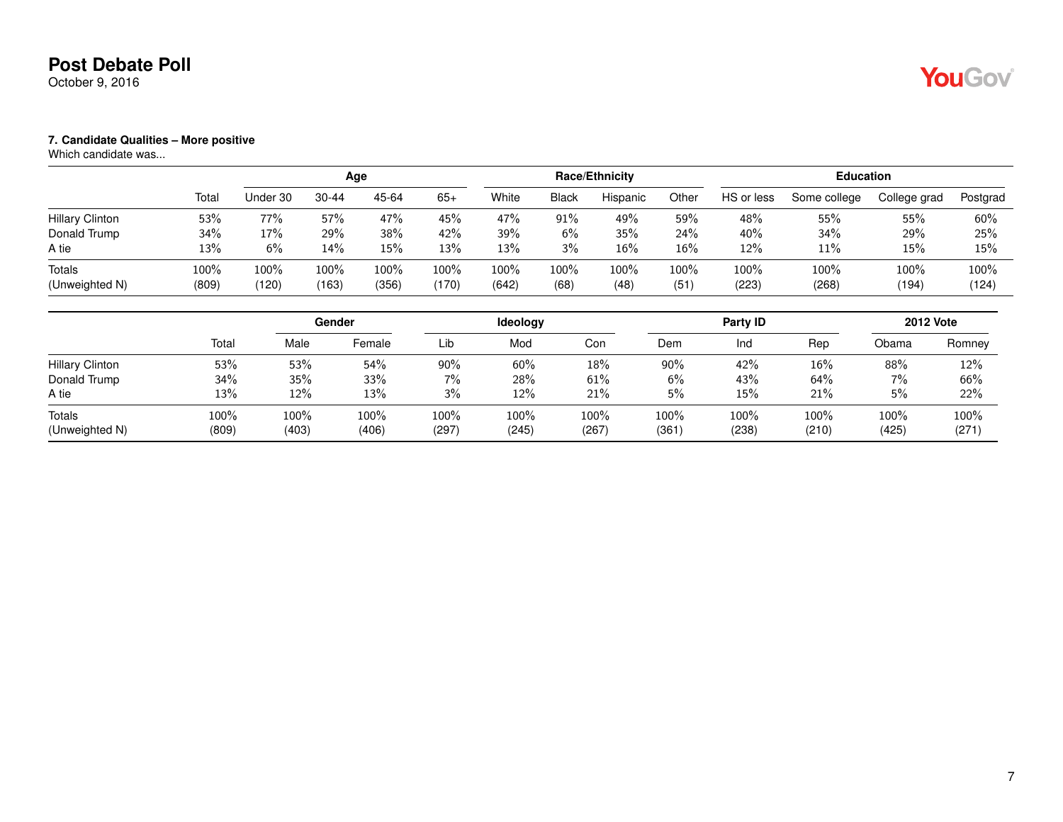# Post Debate Poll

October 9, 2016

### 7. Candidate Qualities – More positive

Which candidate was...

| | Total | Age | | | | Race/Ethnicity | | | | Education | | | |
|---|---|---|---|---|---|---|---|---|---|---|---|---|---|
| | | Under 30 | 30-44 | 45-64 | 65+ | White | Black | Hispanic | Other | HS or less | Some college | College grad | Postgrad |
| Hillary Clinton | 53% | 77% | 57% | 47% | 45% | 47% | 91% | 49% | 59% | 48% | 55% | 55% | 60% |
| Donald Trump | 34% | 17% | 29% | 38% | 42% | 39% | 6% | 35% | 24% | 40% | 34% | 29% | 25% |
| A tie | 13% | 6% | 14% | 15% | 13% | 13% | 3% | 16% | 16% | 12% | 11% | 15% | 15% |
| Totals | 100% | 100% | 100% | 100% | 100% | 100% | 100% | 100% | 100% | 100% | 100% | 100% | 100% |
| (Unweighted N) | (809) | (120) | (163) | (356) | (170) | (642) | (68) | (48) | (51) | (223) | (268) | (194) | (124) |

| | Total | Gender | | Ideology | | | Party ID | | | 2012 Vote | |
|---|---|---|---|---|---|---|---|---|---|---|---|
| | | Male | Female | Lib | Mod | Con | Dem | Ind | Rep | Obama | Romney |
| Hillary Clinton | 53% | 53% | 54% | 90% | 60% | 18% | 90% | 42% | 16% | 88% | 12% |
| Donald Trump | 34% | 35% | 33% | 7% | 28% | 61% | 6% | 43% | 64% | 7% | 66% |
| A tie | 13% | 12% | 13% | 3% | 12% | 21% | 5% | 15% | 21% | 5% | 22% |
| Totals | 100% | 100% | 100% | 100% | 100% | 100% | 100% | 100% | 100% | 100% | 100% |
| (Unweighted N) | (809) | (403) | (406) | (297) | (245) | (267) | (361) | (238) | (210) | (425) | (271) |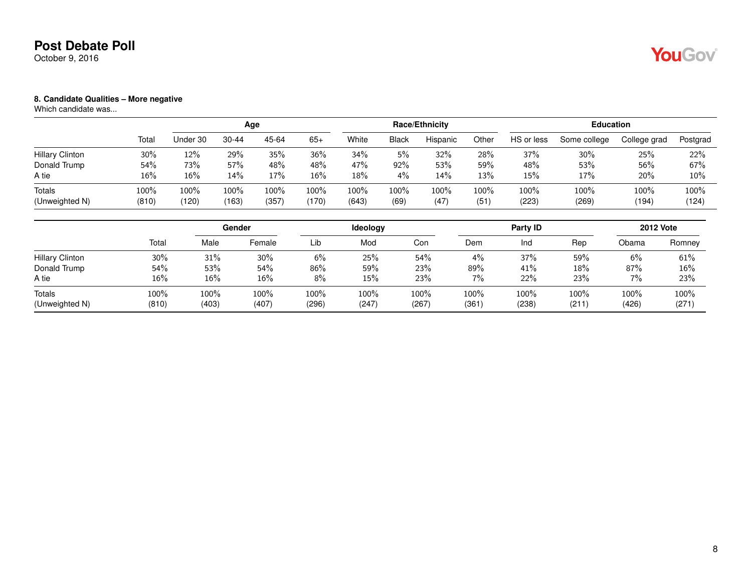**Post Debate Poll**
October 9, 2016

**8. Candidate Qualities – More negative**
Which candidate was...

| | | Age | | | | Race/Ethnicity | | | | Education | | | |
|---|---|---|---|---|---|---|---|---|---|---|---|---|---|
| | Total | Under 30 | 30-44 | 45-64 | 65+ | White | Black | Hispanic | Other | HS or less | Some college | College grad | Postgrad |
| Hillary Clinton | 30% | 12% | 29% | 35% | 36% | 34% | 5% | 32% | 28% | 37% | 30% | 25% | 22% |
| Donald Trump | 54% | 73% | 57% | 48% | 48% | 47% | 92% | 53% | 59% | 48% | 53% | 56% | 67% |
| A tie | 16% | 16% | 14% | 17% | 16% | 18% | 4% | 14% | 13% | 15% | 17% | 20% | 10% |
| Totals | 100% | 100% | 100% | 100% | 100% | 100% | 100% | 100% | 100% | 100% | 100% | 100% | 100% |
| (Unweighted N) | (810) | (120) | (163) | (357) | (170) | (643) | (69) | (47) | (51) | (223) | (269) | (194) | (124) |

| | | Gender | | Ideology | | | Party ID | | | 2012 Vote | |
|---|---|---|---|---|---|---|---|---|---|---|---|
| | Total | Male | Female | Lib | Mod | Con | Dem | Ind | Rep | Obama | Romney |
| Hillary Clinton | 30% | 31% | 30% | 6% | 25% | 54% | 4% | 37% | 59% | 6% | 61% |
| Donald Trump | 54% | 53% | 54% | 86% | 59% | 23% | 89% | 41% | 18% | 87% | 16% |
| A tie | 16% | 16% | 16% | 8% | 15% | 23% | 7% | 22% | 23% | 7% | 23% |
| Totals | 100% | 100% | 100% | 100% | 100% | 100% | 100% | 100% | 100% | 100% | 100% |
| (Unweighted N) | (810) | (403) | (407) | (296) | (247) | (267) | (361) | (238) | (211) | (426) | (271) |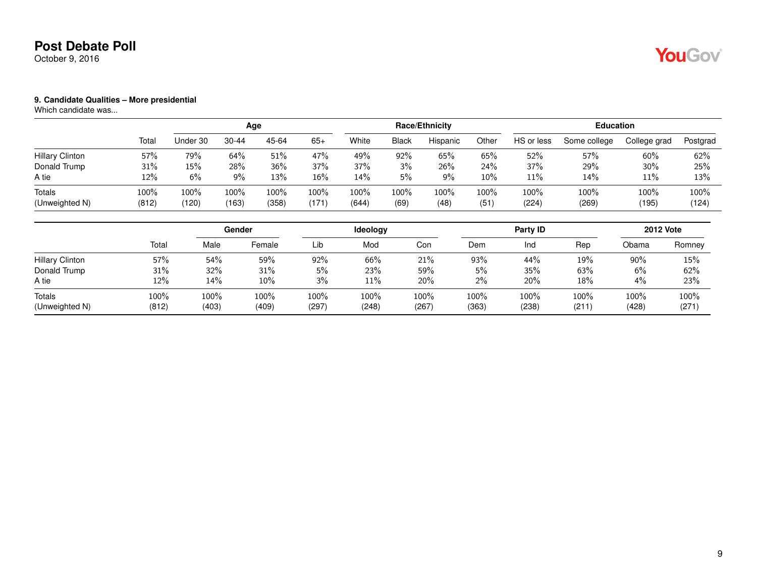# Post Debate Poll

October 9, 2016

### 9. Candidate Qualities – More presidential

Which candidate was...

| | Total | Age | | | | Race/Ethnicity | | | | Education | | | |
|---|---|---|---|---|---|---|---|---|---|---|---|---|---|
| | | Under 30 | 30-44 | 45-64 | 65+ | White | Black | Hispanic | Other | HS or less | Some college | College grad | Postgrad |
| Hillary Clinton | 57% | 79% | 64% | 51% | 47% | 49% | 92% | 65% | 65% | 52% | 57% | 60% | 62% |
| Donald Trump | 31% | 15% | 28% | 36% | 37% | 37% | 3% | 26% | 24% | 37% | 29% | 30% | 25% |
| A tie | 12% | 6% | 9% | 13% | 16% | 14% | 5% | 9% | 10% | 11% | 14% | 11% | 13% |
| Totals | 100% | 100% | 100% | 100% | 100% | 100% | 100% | 100% | 100% | 100% | 100% | 100% | 100% |
| (Unweighted N) | (812) | (120) | (163) | (358) | (171) | (644) | (69) | (48) | (51) | (224) | (269) | (195) | (124) |

| | Total | Gender | | Ideology | | | Party ID | | | 2012 Vote | |
|---|---|---|---|---|---|---|---|---|---|---|---|
| | | Male | Female | Lib | Mod | Con | Dem | Ind | Rep | Obama | Romney |
| Hillary Clinton | 57% | 54% | 59% | 92% | 66% | 21% | 93% | 44% | 19% | 90% | 15% |
| Donald Trump | 31% | 32% | 31% | 5% | 23% | 59% | 5% | 35% | 63% | 6% | 62% |
| A tie | 12% | 14% | 10% | 3% | 11% | 20% | 2% | 20% | 18% | 4% | 23% |
| Totals | 100% | 100% | 100% | 100% | 100% | 100% | 100% | 100% | 100% | 100% | 100% |
| (Unweighted N) | (812) | (403) | (409) | (297) | (248) | (267) | (363) | (238) | (211) | (428) | (271) |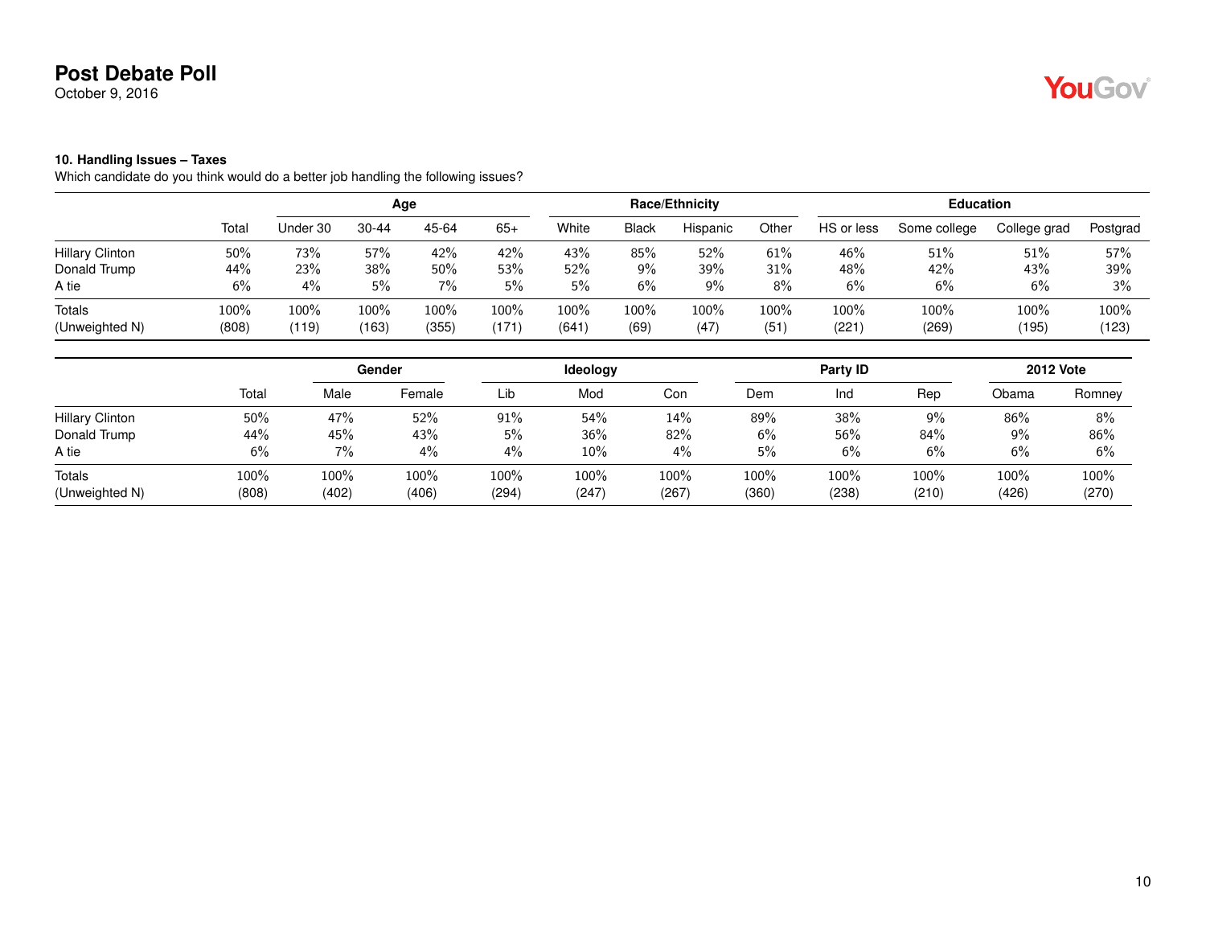# Post Debate Poll

October 9, 2016

**10. Handling Issues – Taxes**

Which candidate do you think would do a better job handling the following issues?

| | | Age | | | | Race/Ethnicity | | | | Education | | | |
|---|---|---|---|---|---|---|---|---|---|---|---|---|---|
| | Total | Under 30 | 30-44 | 45-64 | 65+ | White | Black | Hispanic | Other | HS or less | Some college | College grad | Postgrad |
| Hillary Clinton | 50% | 73% | 57% | 42% | 42% | 43% | 85% | 52% | 61% | 46% | 51% | 51% | 57% |
| Donald Trump | 44% | 23% | 38% | 50% | 53% | 52% | 9% | 39% | 31% | 48% | 42% | 43% | 39% |
| A tie | 6% | 4% | 5% | 7% | 5% | 5% | 6% | 9% | 8% | 6% | 6% | 6% | 3% |
| Totals | 100% | 100% | 100% | 100% | 100% | 100% | 100% | 100% | 100% | 100% | 100% | 100% | 100% |
| (Unweighted N) | (808) | (119) | (163) | (355) | (171) | (641) | (69) | (47) | (51) | (221) | (269) | (195) | (123) |

| | | Gender | | Ideology | | | Party ID | | | 2012 Vote | |
|---|---|---|---|---|---|---|---|---|---|---|---|
| | Total | Male | Female | Lib | Mod | Con | Dem | Ind | Rep | Obama | Romney |
| Hillary Clinton | 50% | 47% | 52% | 91% | 54% | 14% | 89% | 38% | 9% | 86% | 8% |
| Donald Trump | 44% | 45% | 43% | 5% | 36% | 82% | 6% | 56% | 84% | 9% | 86% |
| A tie | 6% | 7% | 4% | 4% | 10% | 4% | 5% | 6% | 6% | 6% | 6% |
| Totals | 100% | 100% | 100% | 100% | 100% | 100% | 100% | 100% | 100% | 100% | 100% |
| (Unweighted N) | (808) | (402) | (406) | (294) | (247) | (267) | (360) | (238) | (210) | (426) | (270) |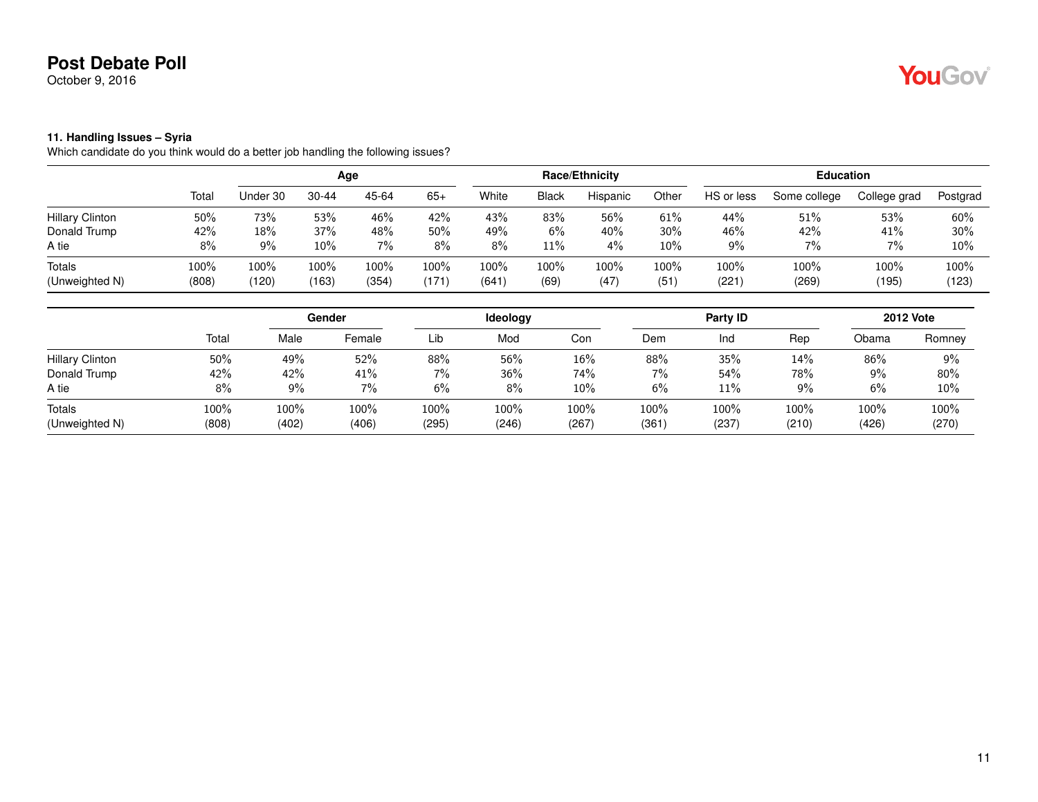**Post Debate Poll**
October 9, 2016

**11. Handling Issues – Syria**
Which candidate do you think would do a better job handling the following issues?

| | | Age | | | | Race/Ethnicity | | | | Education | | | |
|---|---|---|---|---|---|---|---|---|---|---|---|---|---|
| | Total | Under 30 | 30-44 | 45-64 | 65+ | White | Black | Hispanic | Other | HS or less | Some college | College grad | Postgrad |
| Hillary Clinton | 50% | 73% | 53% | 46% | 42% | 43% | 83% | 56% | 61% | 44% | 51% | 53% | 60% |
| Donald Trump | 42% | 18% | 37% | 48% | 50% | 49% | 6% | 40% | 30% | 46% | 42% | 41% | 30% |
| A tie | 8% | 9% | 10% | 7% | 8% | 8% | 11% | 4% | 10% | 9% | 7% | 7% | 10% |
| Totals | 100% | 100% | 100% | 100% | 100% | 100% | 100% | 100% | 100% | 100% | 100% | 100% | 100% |
| (Unweighted N) | (808) | (120) | (163) | (354) | (171) | (641) | (69) | (47) | (51) | (221) | (269) | (195) | (123) |

| | | Gender | | Ideology | | | Party ID | | | 2012 Vote | |
|---|---|---|---|---|---|---|---|---|---|---|---|
| | Total | Male | Female | Lib | Mod | Con | Dem | Ind | Rep | Obama | Romney |
| Hillary Clinton | 50% | 49% | 52% | 88% | 56% | 16% | 88% | 35% | 14% | 86% | 9% |
| Donald Trump | 42% | 42% | 41% | 7% | 36% | 74% | 7% | 54% | 78% | 9% | 80% |
| A tie | 8% | 9% | 7% | 6% | 8% | 10% | 6% | 11% | 9% | 6% | 10% |
| Totals | 100% | 100% | 100% | 100% | 100% | 100% | 100% | 100% | 100% | 100% | 100% |
| (Unweighted N) | (808) | (402) | (406) | (295) | (246) | (267) | (361) | (237) | (210) | (426) | (270) |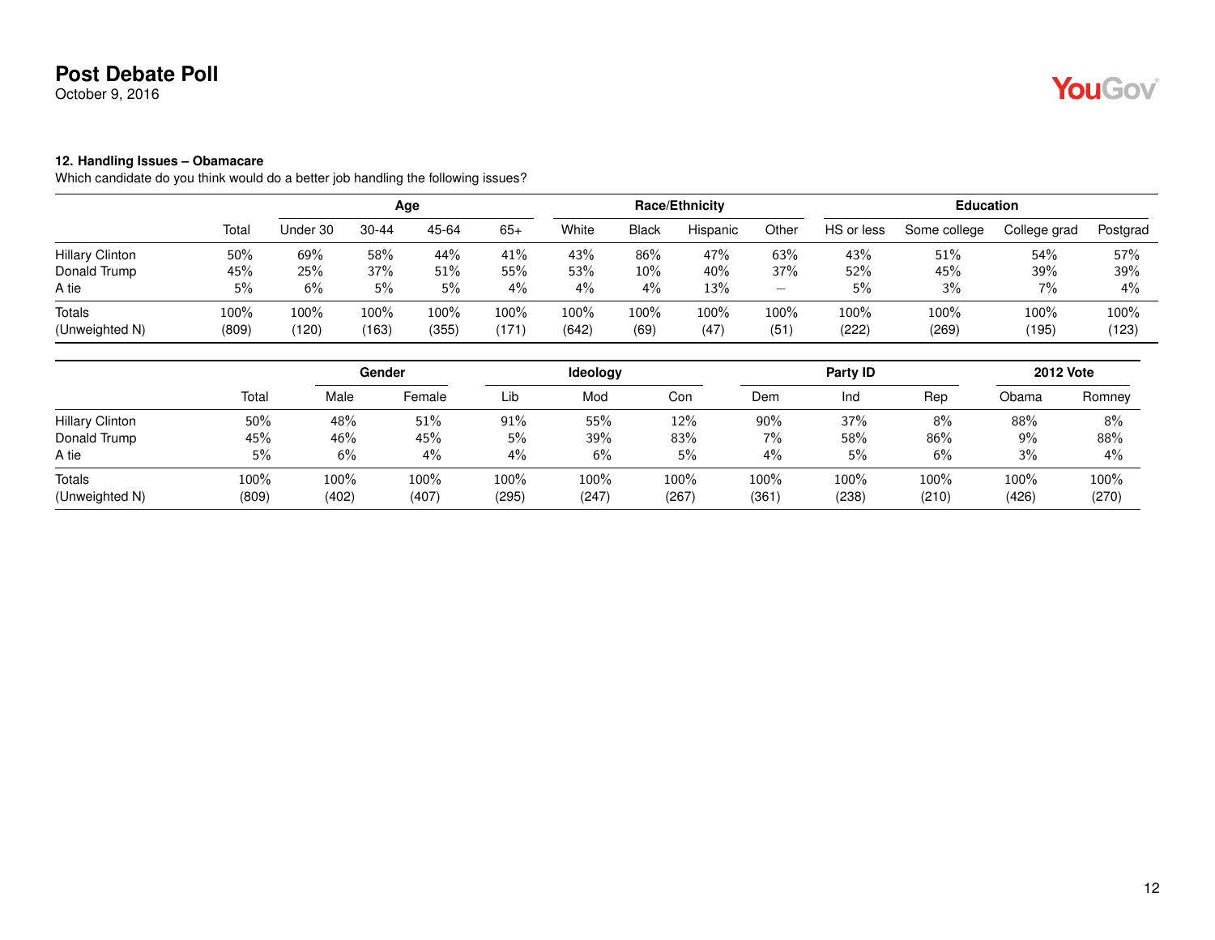# Post Debate Poll

October 9, 2016

### 12. Handling Issues – Obamacare

Which candidate do you think would do a better job handling the following issues?

| | | Age | | | | Race/Ethnicity | | | | Education | | | |
|---|---|---|---|---|---|---|---|---|---|---|---|---|---|
| | Total | Under 30 | 30-44 | 45-64 | 65+ | White | Black | Hispanic | Other | HS or less | Some college | College grad | Postgrad |
| Hillary Clinton | 50% | 69% | 58% | 44% | 41% | 43% | 86% | 47% | 63% | 43% | 51% | 54% | 57% |
| Donald Trump | 45% | 25% | 37% | 51% | 55% | 53% | 10% | 40% | 37% | 52% | 45% | 39% | 39% |
| A tie | 5% | 6% | 5% | 5% | 4% | 4% | 4% | 13% | – | 5% | 3% | 7% | 4% |
| Totals | 100% | 100% | 100% | 100% | 100% | 100% | 100% | 100% | 100% | 100% | 100% | 100% | 100% |
| (Unweighted N) | (809) | (120) | (163) | (355) | (171) | (642) | (69) | (47) | (51) | (222) | (269) | (195) | (123) |

| | | Gender | | Ideology | | | Party ID | | | 2012 Vote | |
|---|---|---|---|---|---|---|---|---|---|---|---|
| | Total | Male | Female | Lib | Mod | Con | Dem | Ind | Rep | Obama | Romney |
| Hillary Clinton | 50% | 48% | 51% | 91% | 55% | 12% | 90% | 37% | 8% | 88% | 8% |
| Donald Trump | 45% | 46% | 45% | 5% | 39% | 83% | 7% | 58% | 86% | 9% | 88% |
| A tie | 5% | 6% | 4% | 4% | 6% | 5% | 4% | 5% | 6% | 3% | 4% |
| Totals | 100% | 100% | 100% | 100% | 100% | 100% | 100% | 100% | 100% | 100% | 100% |
| (Unweighted N) | (809) | (402) | (407) | (295) | (247) | (267) | (361) | (238) | (210) | (426) | (270) |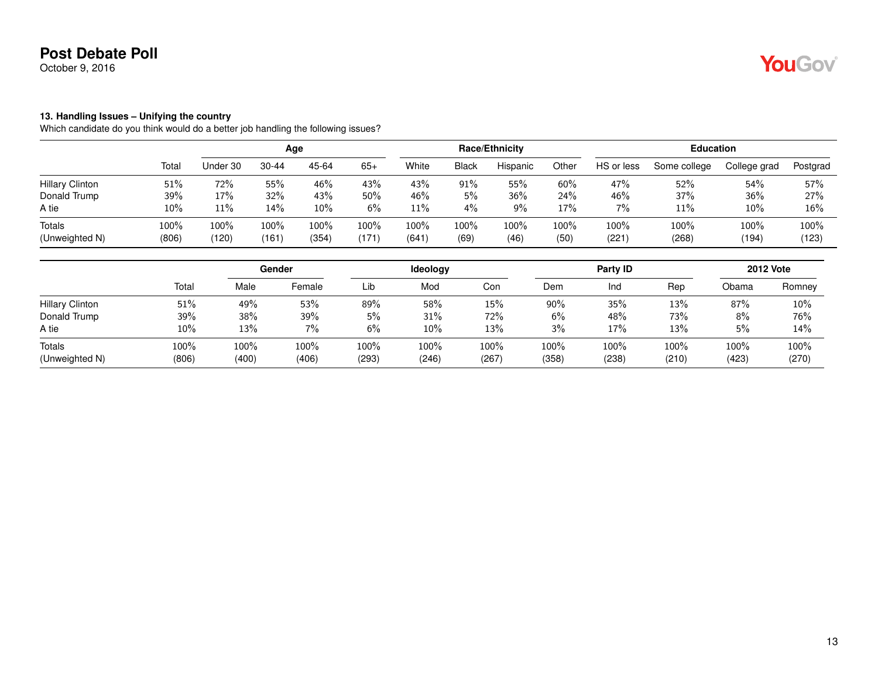# Post Debate Poll

October 9, 2016

### 13. Handling Issues – Unifying the country

Which candidate do you think would do a better job handling the following issues?

| | | Age | | | | Race/Ethnicity | | | | Education | | | |
|---|---|---|---|---|---|---|---|---|---|---|---|---|---|
| | Total | Under 30 | 30-44 | 45-64 | 65+ | White | Black | Hispanic | Other | HS or less | Some college | College grad | Postgrad |
| Hillary Clinton | 51% | 72% | 55% | 46% | 43% | 43% | 91% | 55% | 60% | 47% | 52% | 54% | 57% |
| Donald Trump | 39% | 17% | 32% | 43% | 50% | 46% | 5% | 36% | 24% | 46% | 37% | 36% | 27% |
| A tie | 10% | 11% | 14% | 10% | 6% | 11% | 4% | 9% | 17% | 7% | 11% | 10% | 16% |
| Totals | 100% | 100% | 100% | 100% | 100% | 100% | 100% | 100% | 100% | 100% | 100% | 100% | 100% |
| (Unweighted N) | (806) | (120) | (161) | (354) | (171) | (641) | (69) | (46) | (50) | (221) | (268) | (194) | (123) |

| | | Gender | | Ideology | | | Party ID | | | 2012 Vote | |
|---|---|---|---|---|---|---|---|---|---|---|---|
| | Total | Male | Female | Lib | Mod | Con | Dem | Ind | Rep | Obama | Romney |
| Hillary Clinton | 51% | 49% | 53% | 89% | 58% | 15% | 90% | 35% | 13% | 87% | 10% |
| Donald Trump | 39% | 38% | 39% | 5% | 31% | 72% | 6% | 48% | 73% | 8% | 76% |
| A tie | 10% | 13% | 7% | 6% | 10% | 13% | 3% | 17% | 13% | 5% | 14% |
| Totals | 100% | 100% | 100% | 100% | 100% | 100% | 100% | 100% | 100% | 100% | 100% |
| (Unweighted N) | (806) | (400) | (406) | (293) | (246) | (267) | (358) | (238) | (210) | (423) | (270) |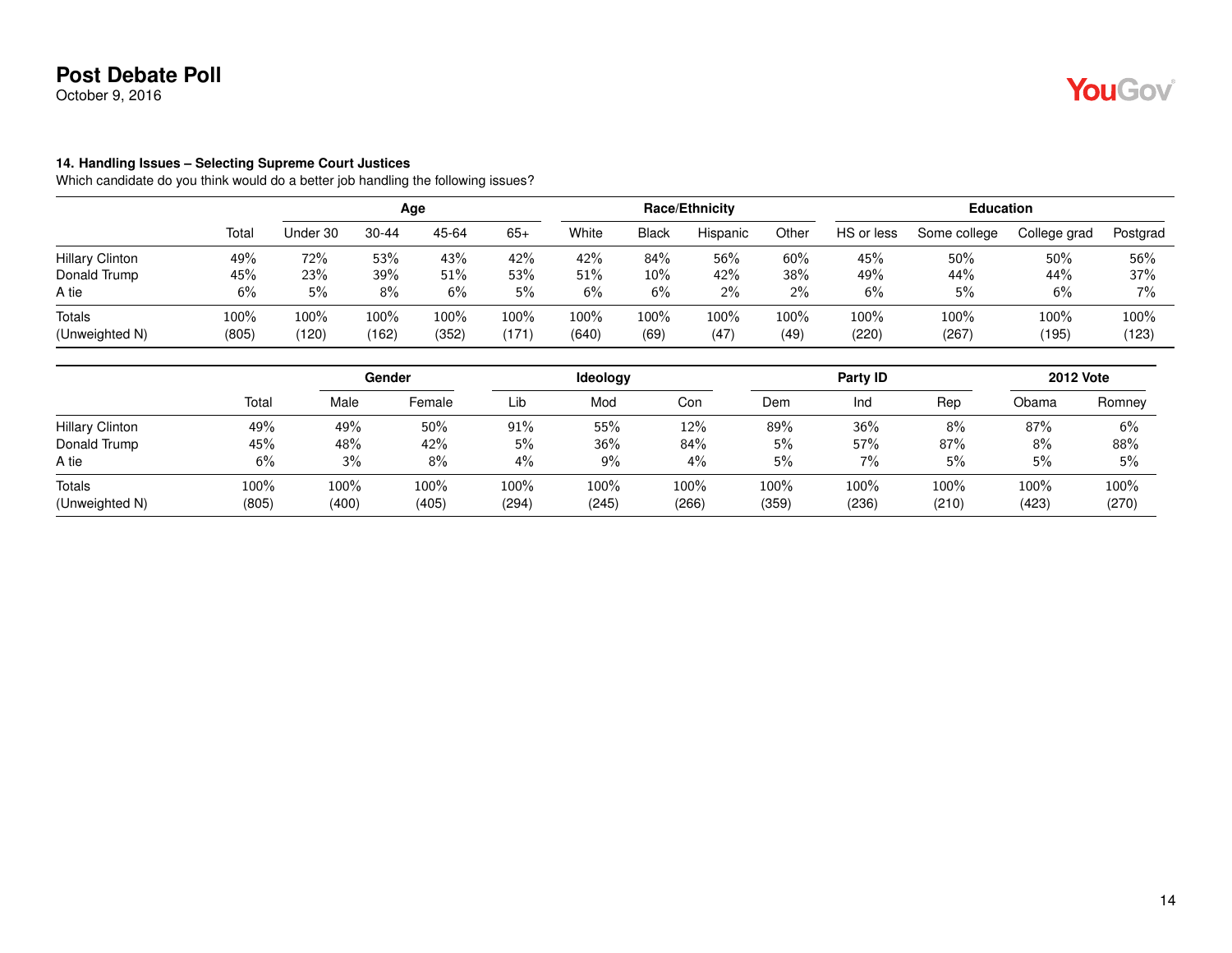**Post Debate Poll**
October 9, 2016

**14. Handling Issues – Selecting Supreme Court Justices**
Which candidate do you think would do a better job handling the following issues?

| | | Age | | | | Race/Ethnicity | | | | Education | | | |
|---|---|---|---|---|---|---|---|---|---|---|---|---|---|
| | Total | Under 30 | 30-44 | 45-64 | 65+ | White | Black | Hispanic | Other | HS or less | Some college | College grad | Postgrad |
| Hillary Clinton | 49% | 72% | 53% | 43% | 42% | 42% | 84% | 56% | 60% | 45% | 50% | 50% | 56% |
| Donald Trump | 45% | 23% | 39% | 51% | 53% | 51% | 10% | 42% | 38% | 49% | 44% | 44% | 37% |
| A tie | 6% | 5% | 8% | 6% | 5% | 6% | 6% | 2% | 2% | 6% | 5% | 6% | 7% |
| Totals | 100% | 100% | 100% | 100% | 100% | 100% | 100% | 100% | 100% | 100% | 100% | 100% | 100% |
| (Unweighted N) | (805) | (120) | (162) | (352) | (171) | (640) | (69) | (47) | (49) | (220) | (267) | (195) | (123) |

| | | Gender | | Ideology | | | Party ID | | | 2012 Vote | |
|---|---|---|---|---|---|---|---|---|---|---|---|
| | Total | Male | Female | Lib | Mod | Con | Dem | Ind | Rep | Obama | Romney |
| Hillary Clinton | 49% | 49% | 50% | 91% | 55% | 12% | 89% | 36% | 8% | 87% | 6% |
| Donald Trump | 45% | 48% | 42% | 5% | 36% | 84% | 5% | 57% | 87% | 8% | 88% |
| A tie | 6% | 3% | 8% | 4% | 9% | 4% | 5% | 7% | 5% | 5% | 5% |
| Totals | 100% | 100% | 100% | 100% | 100% | 100% | 100% | 100% | 100% | 100% | 100% |
| (Unweighted N) | (805) | (400) | (405) | (294) | (245) | (266) | (359) | (236) | (210) | (423) | (270) |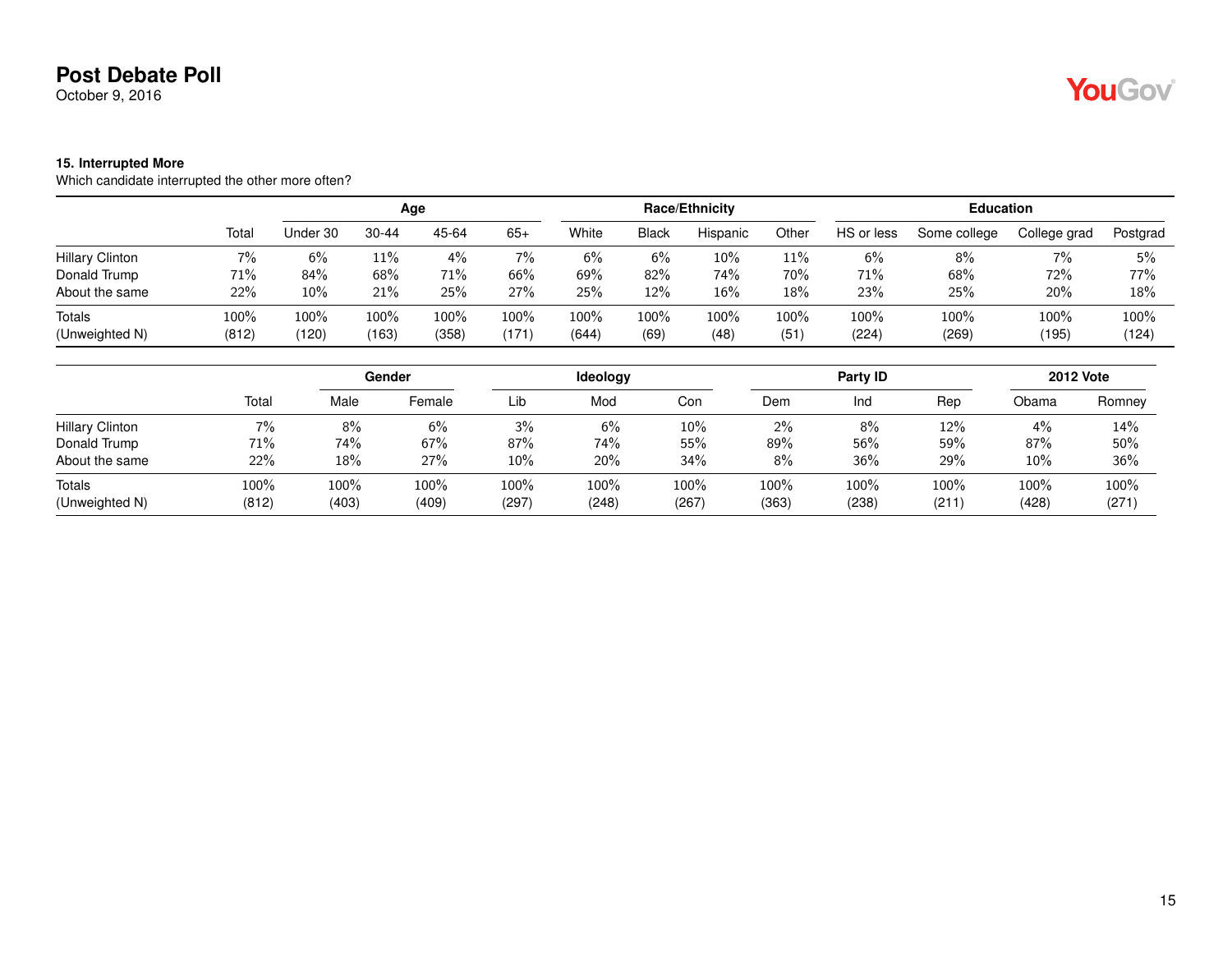# Post Debate Poll

October 9, 2016

### 15. Interrupted More

Which candidate interrupted the other more often?

| | Total | Age | | | | Race/Ethnicity | | | | Education | | | |
|---|---|---|---|---|---|---|---|---|---|---|---|---|---|
| | | Under 30 | 30-44 | 45-64 | 65+ | White | Black | Hispanic | Other | HS or less | Some college | College grad | Postgrad |
| Hillary Clinton | 7% | 6% | 11% | 4% | 7% | 6% | 6% | 10% | 11% | 6% | 8% | 7% | 5% |
| Donald Trump | 71% | 84% | 68% | 71% | 66% | 69% | 82% | 74% | 70% | 71% | 68% | 72% | 77% |
| About the same | 22% | 10% | 21% | 25% | 27% | 25% | 12% | 16% | 18% | 23% | 25% | 20% | 18% |
| Totals | 100% | 100% | 100% | 100% | 100% | 100% | 100% | 100% | 100% | 100% | 100% | 100% | 100% |
| (Unweighted N) | (812) | (120) | (163) | (358) | (171) | (644) | (69) | (48) | (51) | (224) | (269) | (195) | (124) |

| | Total | Gender | | Ideology | | | Party ID | | | 2012 Vote | |
|---|---|---|---|---|---|---|---|---|---|---|---|
| | | Male | Female | Lib | Mod | Con | Dem | Ind | Rep | Obama | Romney |
| Hillary Clinton | 7% | 8% | 6% | 3% | 6% | 10% | 2% | 8% | 12% | 4% | 14% |
| Donald Trump | 71% | 74% | 67% | 87% | 74% | 55% | 89% | 56% | 59% | 87% | 50% |
| About the same | 22% | 18% | 27% | 10% | 20% | 34% | 8% | 36% | 29% | 10% | 36% |
| Totals | 100% | 100% | 100% | 100% | 100% | 100% | 100% | 100% | 100% | 100% | 100% |
| (Unweighted N) | (812) | (403) | (409) | (297) | (248) | (267) | (363) | (238) | (211) | (428) | (271) |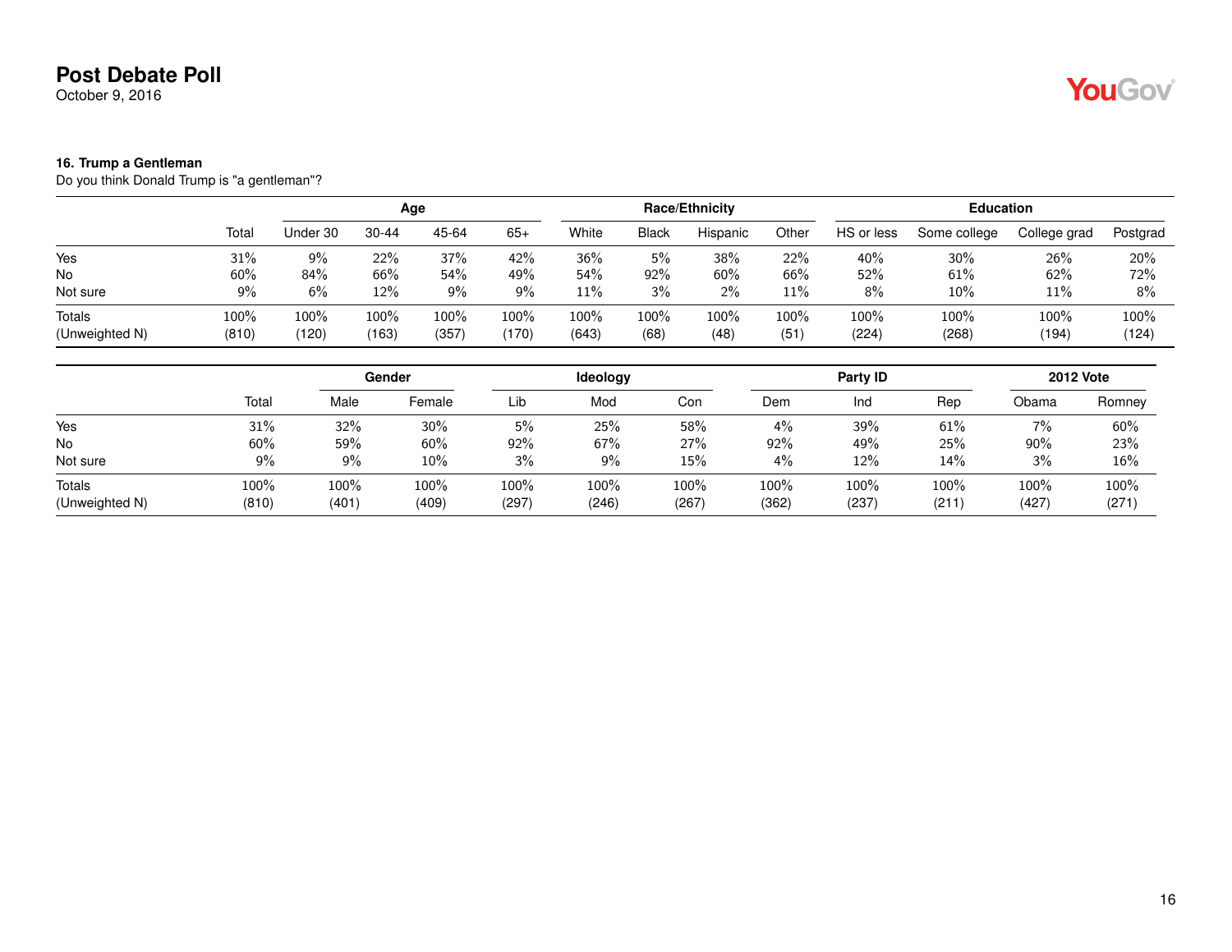# Post Debate Poll

October 9, 2016

### 16. Trump a Gentleman

Do you think Donald Trump is "a gentleman"?

| | | Age | | | | Race/Ethnicity | | | | Education | | | |
|---|---|---|---|---|---|---|---|---|---|---|---|---|---|
| | Total | Under 30 | 30-44 | 45-64 | 65+ | White | Black | Hispanic | Other | HS or less | Some college | College grad | Postgrad |
| Yes | 31% | 9% | 22% | 37% | 42% | 36% | 5% | 38% | 22% | 40% | 30% | 26% | 20% |
| No | 60% | 84% | 66% | 54% | 49% | 54% | 92% | 60% | 66% | 52% | 61% | 62% | 72% |
| Not sure | 9% | 6% | 12% | 9% | 9% | 11% | 3% | 2% | 11% | 8% | 10% | 11% | 8% |
| Totals | 100% | 100% | 100% | 100% | 100% | 100% | 100% | 100% | 100% | 100% | 100% | 100% | 100% |
| (Unweighted N) | (810) | (120) | (163) | (357) | (170) | (643) | (68) | (48) | (51) | (224) | (268) | (194) | (124) |

| | | Gender | | Ideology | | | Party ID | | | 2012 Vote | |
|---|---|---|---|---|---|---|---|---|---|---|---|
| | Total | Male | Female | Lib | Mod | Con | Dem | Ind | Rep | Obama | Romney |
| Yes | 31% | 32% | 30% | 5% | 25% | 58% | 4% | 39% | 61% | 7% | 60% |
| No | 60% | 59% | 60% | 92% | 67% | 27% | 92% | 49% | 25% | 90% | 23% |
| Not sure | 9% | 9% | 10% | 3% | 9% | 15% | 4% | 12% | 14% | 3% | 16% |
| Totals | 100% | 100% | 100% | 100% | 100% | 100% | 100% | 100% | 100% | 100% | 100% |
| (Unweighted N) | (810) | (401) | (409) | (297) | (246) | (267) | (362) | (237) | (211) | (427) | (271) |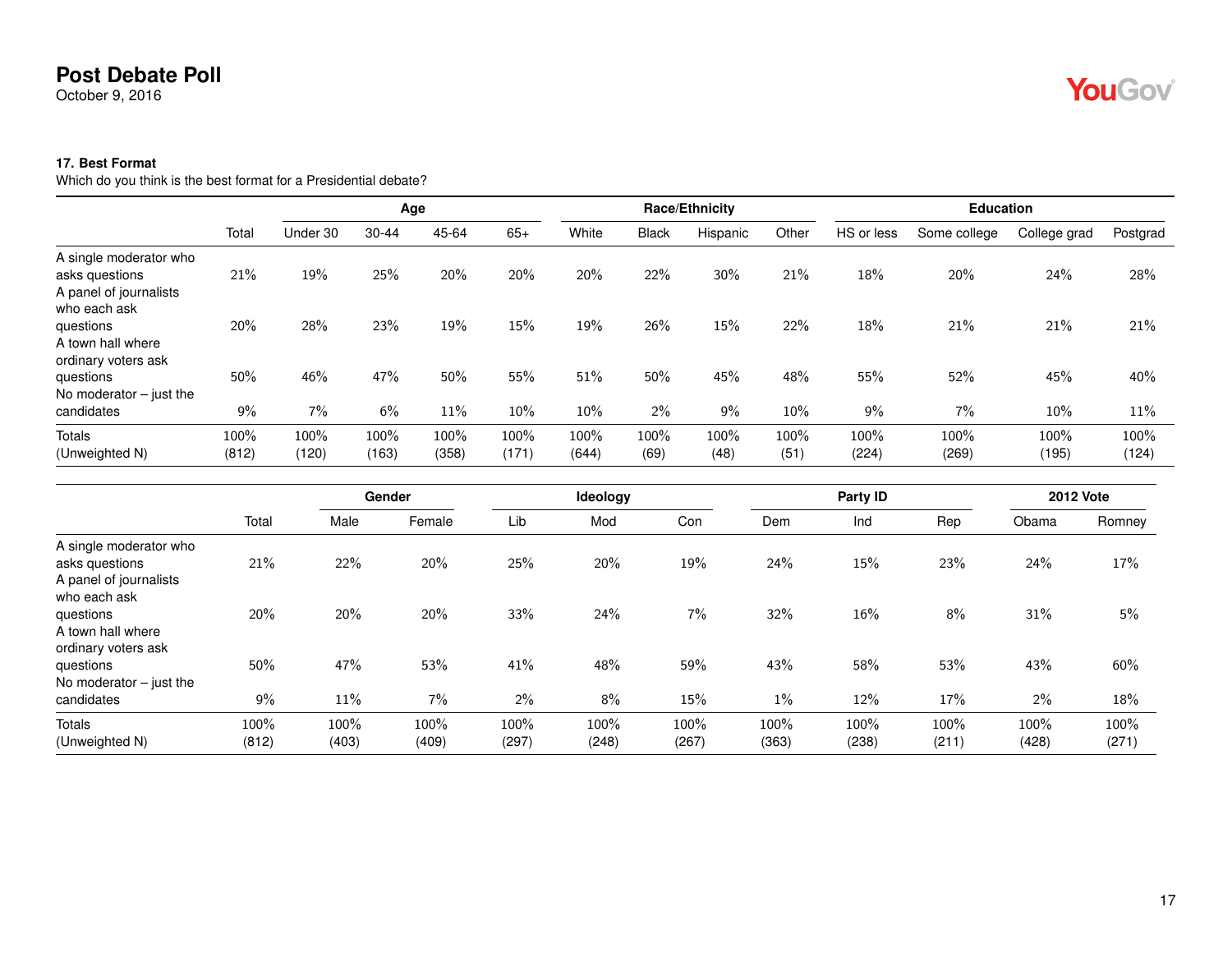# Post Debate Poll

October 9, 2016

### 17. Best Format

Which do you think is the best format for a Presidential debate?

| | | Age | | | | Race/Ethnicity | | | | Education | | | |
|---|---|---|---|---|---|---|---|---|---|---|---|---|---|
| | Total | Under 30 | 30-44 | 45-64 | 65+ | White | Black | Hispanic | Other | HS or less | Some college | College grad | Postgrad |
| A single moderator who asks questions | 21% | 19% | 25% | 20% | 20% | 20% | 22% | 30% | 21% | 18% | 20% | 24% | 28% |
| A panel of journalists who each ask questions | 20% | 28% | 23% | 19% | 15% | 19% | 26% | 15% | 22% | 18% | 21% | 21% | 21% |
| A town hall where ordinary voters ask questions | 50% | 46% | 47% | 50% | 55% | 51% | 50% | 45% | 48% | 55% | 52% | 45% | 40% |
| No moderator – just the candidates | 9% | 7% | 6% | 11% | 10% | 10% | 2% | 9% | 10% | 9% | 7% | 10% | 11% |
| Totals | 100% | 100% | 100% | 100% | 100% | 100% | 100% | 100% | 100% | 100% | 100% | 100% | 100% |
| (Unweighted N) | (812) | (120) | (163) | (358) | (171) | (644) | (69) | (48) | (51) | (224) | (269) | (195) | (124) |

| | | Gender | | Ideology | | | Party ID | | | 2012 Vote | |
|---|---|---|---|---|---|---|---|---|---|---|---|
| | Total | Male | Female | Lib | Mod | Con | Dem | Ind | Rep | Obama | Romney |
| A single moderator who asks questions | 21% | 22% | 20% | 25% | 20% | 19% | 24% | 15% | 23% | 24% | 17% |
| A panel of journalists who each ask questions | 20% | 20% | 20% | 33% | 24% | 7% | 32% | 16% | 8% | 31% | 5% |
| A town hall where ordinary voters ask questions | 50% | 47% | 53% | 41% | 48% | 59% | 43% | 58% | 53% | 43% | 60% |
| No moderator – just the candidates | 9% | 11% | 7% | 2% | 8% | 15% | 1% | 12% | 17% | 2% | 18% |
| Totals | 100% | 100% | 100% | 100% | 100% | 100% | 100% | 100% | 100% | 100% | 100% |
| (Unweighted N) | (812) | (403) | (409) | (297) | (248) | (267) | (363) | (238) | (211) | (428) | (271) |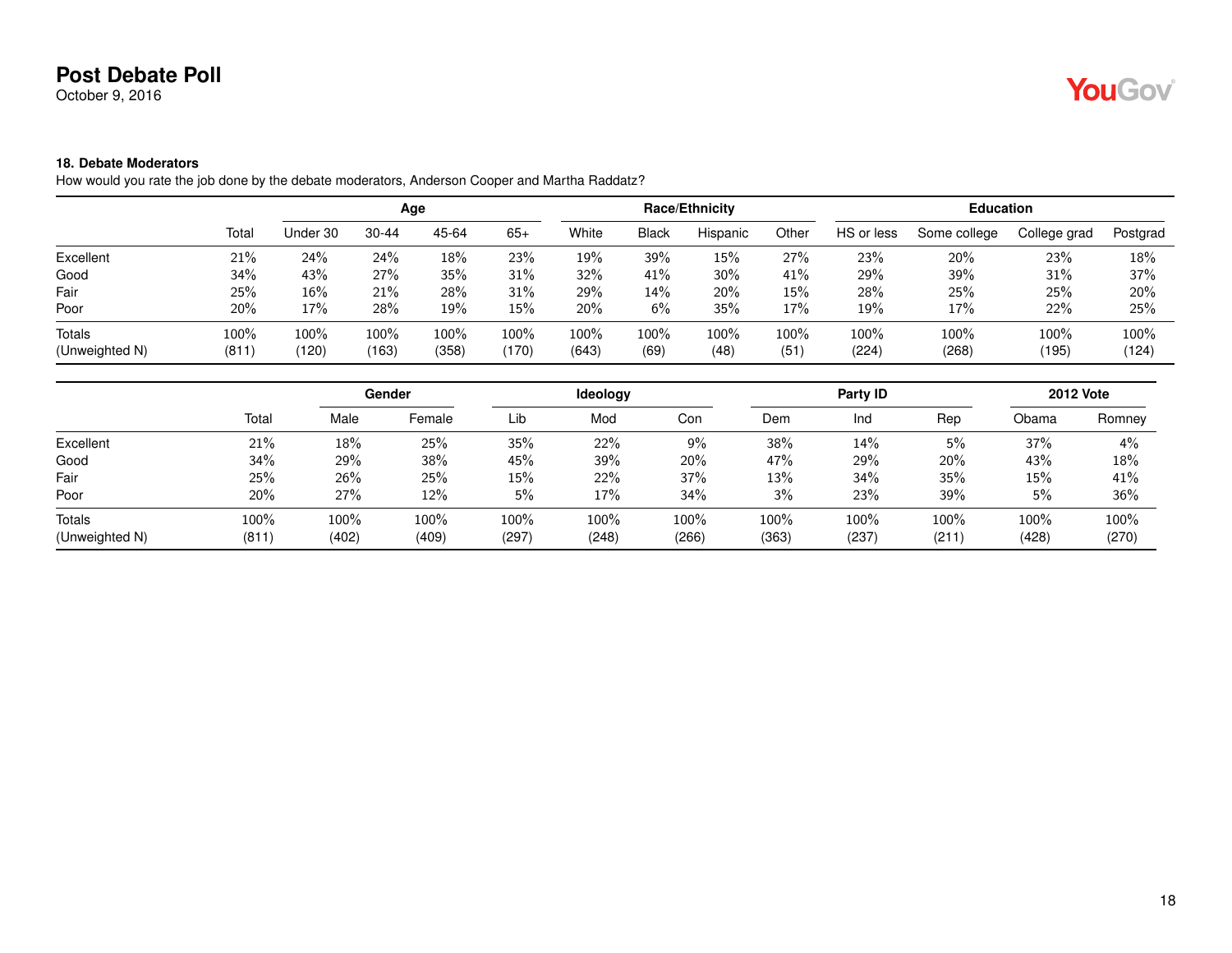**Post Debate Poll**
October 9, 2016

#### 18. Debate Moderators

How would you rate the job done by the debate moderators, Anderson Cooper and Martha Raddatz?

| | | Age | | | | Race/Ethnicity | | | | Education | | | |
|---|---|---|---|---|---|---|---|---|---|---|---|---|---|
| | Total | Under 30 | 30-44 | 45-64 | 65+ | White | Black | Hispanic | Other | HS or less | Some college | College grad | Postgrad |
| Excellent | 21% | 24% | 24% | 18% | 23% | 19% | 39% | 15% | 27% | 23% | 20% | 23% | 18% |
| Good | 34% | 43% | 27% | 35% | 31% | 32% | 41% | 30% | 41% | 29% | 39% | 31% | 37% |
| Fair | 25% | 16% | 21% | 28% | 31% | 29% | 14% | 20% | 15% | 28% | 25% | 25% | 20% |
| Poor | 20% | 17% | 28% | 19% | 15% | 20% | 6% | 35% | 17% | 19% | 17% | 22% | 25% |
| Totals | 100% | 100% | 100% | 100% | 100% | 100% | 100% | 100% | 100% | 100% | 100% | 100% | 100% |
| (Unweighted N) | (811) | (120) | (163) | (358) | (170) | (643) | (69) | (48) | (51) | (224) | (268) | (195) | (124) |

| | | Gender | | Ideology | | | Party ID | | | 2012 Vote | |
|---|---|---|---|---|---|---|---|---|---|---|---|
| | Total | Male | Female | Lib | Mod | Con | Dem | Ind | Rep | Obama | Romney |
| Excellent | 21% | 18% | 25% | 35% | 22% | 9% | 38% | 14% | 5% | 37% | 4% |
| Good | 34% | 29% | 38% | 45% | 39% | 20% | 47% | 29% | 20% | 43% | 18% |
| Fair | 25% | 26% | 25% | 15% | 22% | 37% | 13% | 34% | 35% | 15% | 41% |
| Poor | 20% | 27% | 12% | 5% | 17% | 34% | 3% | 23% | 39% | 5% | 36% |
| Totals | 100% | 100% | 100% | 100% | 100% | 100% | 100% | 100% | 100% | 100% | 100% |
| (Unweighted N) | (811) | (402) | (409) | (297) | (248) | (266) | (363) | (237) | (211) | (428) | (270) |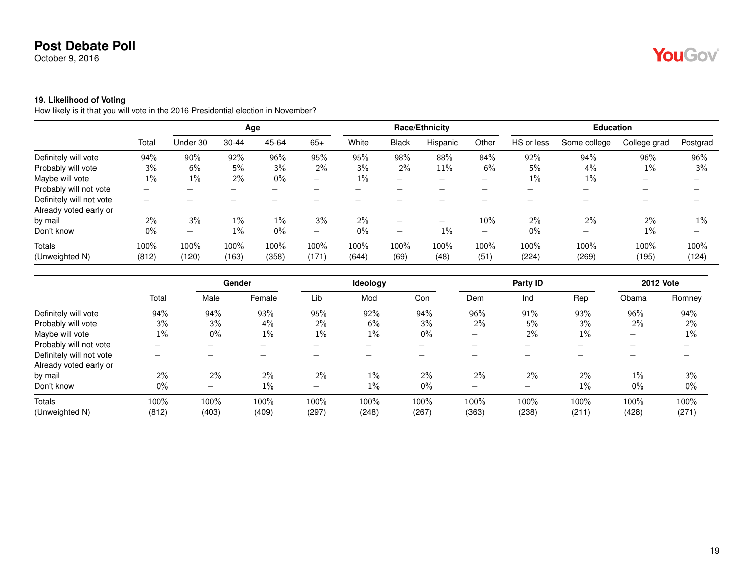# Post Debate Poll

October 9, 2016

### 19. Likelihood of Voting

How likely is it that you will vote in the 2016 Presidential election in November?

| | | Age | | | | Race/Ethnicity | | | | Education | | | |
|---|---|---|---|---|---|---|---|---|---|---|---|---|---|
| | Total | Under 30 | 30-44 | 45-64 | 65+ | White | Black | Hispanic | Other | HS or less | Some college | College grad | Postgrad |
| Definitely will vote | 94% | 90% | 92% | 96% | 95% | 95% | 98% | 88% | 84% | 92% | 94% | 96% | 96% |
| Probably will vote | 3% | 6% | 5% | 3% | 2% | 3% | 2% | 11% | 6% | 5% | 4% | 1% | 3% |
| Maybe will vote | 1% | 1% | 2% | 0% | – | 1% | – | – | – | 1% | 1% | – | – |
| Probably will not vote | – | – | – | – | – | – | – | – | – | – | – | – | – |
| Definitely will not vote | – | – | – | – | – | – | – | – | – | – | – | – | – |
| Already voted early or by mail | 2% | 3% | 1% | 1% | 3% | 2% | – | – | 10% | 2% | 2% | 2% | 1% |
| Don't know | 0% | – | 1% | 0% | – | 0% | – | 1% | – | 0% | – | 1% | – |
| Totals | 100% | 100% | 100% | 100% | 100% | 100% | 100% | 100% | 100% | 100% | 100% | 100% | 100% |
| (Unweighted N) | (812) | (120) | (163) | (358) | (171) | (644) | (69) | (48) | (51) | (224) | (269) | (195) | (124) |

| | | Gender | | Ideology | | | Party ID | | | 2012 Vote | |
|---|---|---|---|---|---|---|---|---|---|---|---|
| | Total | Male | Female | Lib | Mod | Con | Dem | Ind | Rep | Obama | Romney |
| Definitely will vote | 94% | 94% | 93% | 95% | 92% | 94% | 96% | 91% | 93% | 96% | 94% |
| Probably will vote | 3% | 3% | 4% | 2% | 6% | 3% | 2% | 5% | 3% | 2% | 2% |
| Maybe will vote | 1% | 0% | 1% | 1% | 1% | 0% | – | 2% | 1% | – | 1% |
| Probably will not vote | – | – | – | – | – | – | – | – | – | – | – |
| Definitely will not vote | – | – | – | – | – | – | – | – | – | – | – |
| Already voted early or by mail | 2% | 2% | 2% | 2% | 1% | 2% | 2% | 2% | 2% | 1% | 3% |
| Don't know | 0% | – | 1% | – | 1% | 0% | – | – | 1% | 0% | 0% |
| Totals | 100% | 100% | 100% | 100% | 100% | 100% | 100% | 100% | 100% | 100% | 100% |
| (Unweighted N) | (812) | (403) | (409) | (297) | (248) | (267) | (363) | (238) | (211) | (428) | (271) |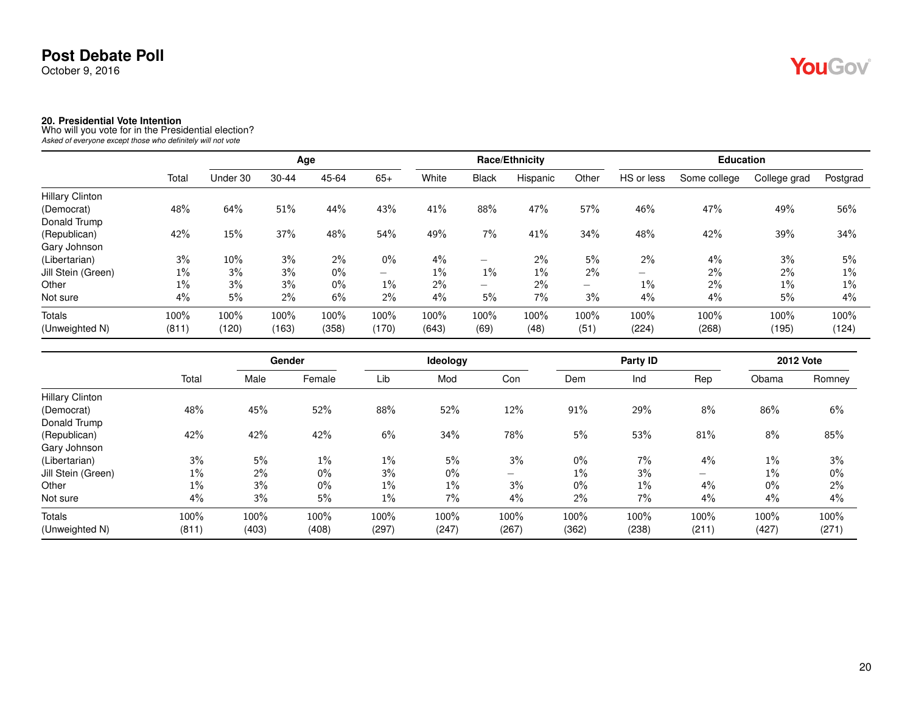# Post Debate Poll

October 9, 2016

**20. Presidential Vote Intention**
Who will you vote for in the Presidential election?
*Asked of everyone except those who definitely will not vote*

| | | Age | | | | Race/Ethnicity | | | | Education | | | |
|---|---|---|---|---|---|---|---|---|---|---|---|---|---|
| | Total | Under 30 | 30-44 | 45-64 | 65+ | White | Black | Hispanic | Other | HS or less | Some college | College grad | Postgrad |
| Hillary Clinton (Democrat) | 48% | 64% | 51% | 44% | 43% | 41% | 88% | 47% | 57% | 46% | 47% | 49% | 56% |
| Donald Trump (Republican) | 42% | 15% | 37% | 48% | 54% | 49% | 7% | 41% | 34% | 48% | 42% | 39% | 34% |
| Gary Johnson (Libertarian) | 3% | 10% | 3% | 2% | 0% | 4% | – | 2% | 5% | 2% | 4% | 3% | 5% |
| Jill Stein (Green) | 1% | 3% | 3% | 0% | – | 1% | 1% | 1% | 2% | – | 2% | 2% | 1% |
| Other | 1% | 3% | 3% | 0% | 1% | 2% | – | 2% | – | 1% | 2% | 1% | 1% |
| Not sure | 4% | 5% | 2% | 6% | 2% | 4% | 5% | 7% | 3% | 4% | 4% | 5% | 4% |
| Totals | 100% | 100% | 100% | 100% | 100% | 100% | 100% | 100% | 100% | 100% | 100% | 100% | 100% |
| (Unweighted N) | (811) | (120) | (163) | (358) | (170) | (643) | (69) | (48) | (51) | (224) | (268) | (195) | (124) |

| | | Gender | | Ideology | | | Party ID | | | 2012 Vote | |
|---|---|---|---|---|---|---|---|---|---|---|---|
| | Total | Male | Female | Lib | Mod | Con | Dem | Ind | Rep | Obama | Romney |
| Hillary Clinton (Democrat) | 48% | 45% | 52% | 88% | 52% | 12% | 91% | 29% | 8% | 86% | 6% |
| Donald Trump (Republican) | 42% | 42% | 42% | 6% | 34% | 78% | 5% | 53% | 81% | 8% | 85% |
| Gary Johnson (Libertarian) | 3% | 5% | 1% | 1% | 5% | 3% | 0% | 7% | 4% | 1% | 3% |
| Jill Stein (Green) | 1% | 2% | 0% | 3% | 0% | – | 1% | 3% | – | 1% | 0% |
| Other | 1% | 3% | 0% | 1% | 1% | 3% | 0% | 1% | 4% | 0% | 2% |
| Not sure | 4% | 3% | 5% | 1% | 7% | 4% | 2% | 7% | 4% | 4% | 4% |
| Totals | 100% | 100% | 100% | 100% | 100% | 100% | 100% | 100% | 100% | 100% | 100% |
| (Unweighted N) | (811) | (403) | (408) | (297) | (247) | (267) | (362) | (238) | (211) | (427) | (271) |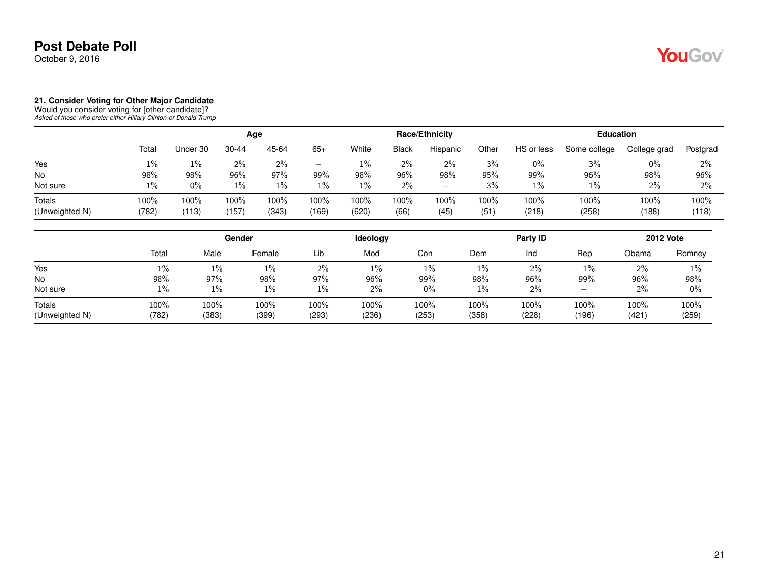# Post Debate Poll

October 9, 2016

### 21. Consider Voting for Other Major Candidate

Would you consider voting for [other candidate]?

*Asked of those who prefer either Hillary Clinton or Donald Trump*

| | | Age | | | | Race/Ethnicity | | | | Education | | | |
|---|---|---|---|---|---|---|---|---|---|---|---|---|---|
| | Total | Under 30 | 30-44 | 45-64 | 65+ | White | Black | Hispanic | Other | HS or less | Some college | College grad | Postgrad |
| Yes | 1% | 1% | 2% | 2% | – | 1% | 2% | 2% | 3% | 0% | 3% | 0% | 2% |
| No | 98% | 98% | 96% | 97% | 99% | 98% | 96% | 98% | 95% | 99% | 96% | 98% | 96% |
| Not sure | 1% | 0% | 1% | 1% | 1% | 1% | 2% | – | 3% | 1% | 1% | 2% | 2% |
| Totals | 100% | 100% | 100% | 100% | 100% | 100% | 100% | 100% | 100% | 100% | 100% | 100% | 100% |
| (Unweighted N) | (782) | (113) | (157) | (343) | (169) | (620) | (66) | (45) | (51) | (218) | (258) | (188) | (118) |

| | | Gender | | Ideology | | | Party ID | | | 2012 Vote | |
|---|---|---|---|---|---|---|---|---|---|---|---|
| | Total | Male | Female | Lib | Mod | Con | Dem | Ind | Rep | Obama | Romney |
| Yes | 1% | 1% | 1% | 2% | 1% | 1% | 1% | 2% | 1% | 2% | 1% |
| No | 98% | 97% | 98% | 97% | 96% | 99% | 98% | 96% | 99% | 96% | 98% |
| Not sure | 1% | 1% | 1% | 1% | 2% | 0% | 1% | 2% | – | 2% | 0% |
| Totals | 100% | 100% | 100% | 100% | 100% | 100% | 100% | 100% | 100% | 100% | 100% |
| (Unweighted N) | (782) | (383) | (399) | (293) | (236) | (253) | (358) | (228) | (196) | (421) | (259) |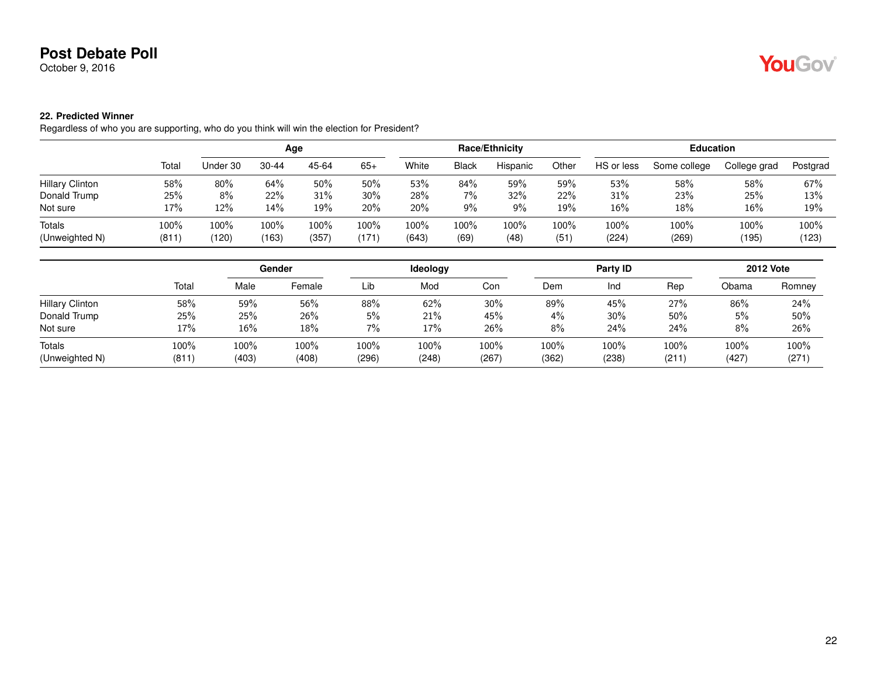**Post Debate Poll**
October 9, 2016

**22. Predicted Winner**
Regardless of who you are supporting, who do you think will win the election for President?

| | | Age | | | | Race/Ethnicity | | | | Education | | | |
|---|---|---|---|---|---|---|---|---|---|---|---|---|---|
| | Total | Under 30 | 30-44 | 45-64 | 65+ | White | Black | Hispanic | Other | HS or less | Some college | College grad | Postgrad |
| Hillary Clinton | 58% | 80% | 64% | 50% | 50% | 53% | 84% | 59% | 59% | 53% | 58% | 58% | 67% |
| Donald Trump | 25% | 8% | 22% | 31% | 30% | 28% | 7% | 32% | 22% | 31% | 23% | 25% | 13% |
| Not sure | 17% | 12% | 14% | 19% | 20% | 20% | 9% | 9% | 19% | 16% | 18% | 16% | 19% |
| Totals | 100% | 100% | 100% | 100% | 100% | 100% | 100% | 100% | 100% | 100% | 100% | 100% | 100% |
| (Unweighted N) | (811) | (120) | (163) | (357) | (171) | (643) | (69) | (48) | (51) | (224) | (269) | (195) | (123) |

| | | Gender | | Ideology | | | Party ID | | | 2012 Vote | |
|---|---|---|---|---|---|---|---|---|---|---|---|
| | Total | Male | Female | Lib | Mod | Con | Dem | Ind | Rep | Obama | Romney |
| Hillary Clinton | 58% | 59% | 56% | 88% | 62% | 30% | 89% | 45% | 27% | 86% | 24% |
| Donald Trump | 25% | 25% | 26% | 5% | 21% | 45% | 4% | 30% | 50% | 5% | 50% |
| Not sure | 17% | 16% | 18% | 7% | 17% | 26% | 8% | 24% | 24% | 8% | 26% |
| Totals | 100% | 100% | 100% | 100% | 100% | 100% | 100% | 100% | 100% | 100% | 100% |
| (Unweighted N) | (811) | (403) | (408) | (296) | (248) | (267) | (362) | (238) | (211) | (427) | (271) |